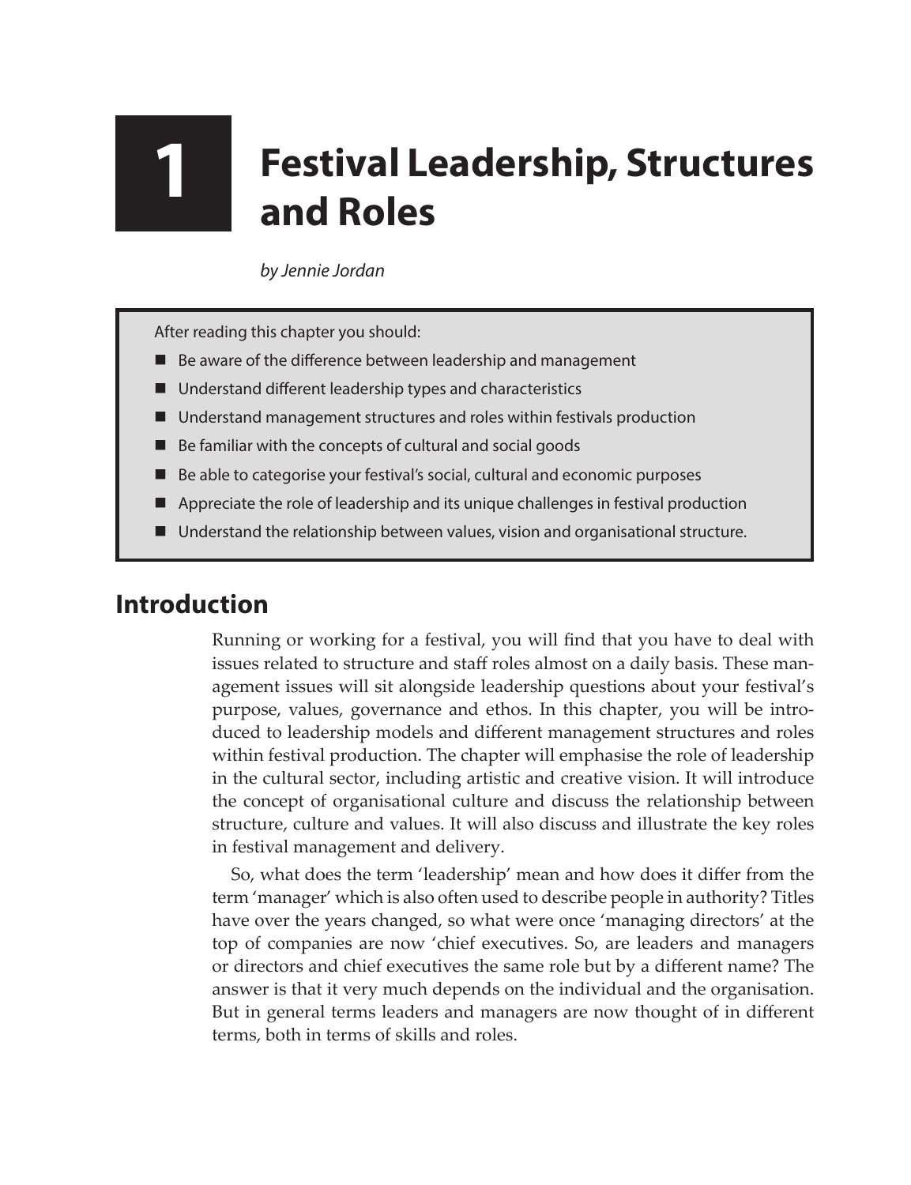# 1 Festival Leadership, Structures and Roles

*by Jennie Jordan*

After reading this chapter you should:

- Be aware of the difference between leadership and management
- Understand different leadership types and characteristics
- Understand management structures and roles within festivals production
- Be familiar with the concepts of cultural and social goods
- Be able to categorise your festival's social, cultural and economic purposes
- Appreciate the role of leadership and its unique challenges in festival production
- Understand the relationship between values, vision and organisational structure.

## Introduction

Running or working for a festival, you will find that you have to deal with issues related to structure and staff roles almost on a daily basis. These management issues will sit alongside leadership questions about your festival's purpose, values, governance and ethos. In this chapter, you will be introduced to leadership models and different management structures and roles within festival production. The chapter will emphasise the role of leadership in the cultural sector, including artistic and creative vision. It will introduce the concept of organisational culture and discuss the relationship between structure, culture and values. It will also discuss and illustrate the key roles in festival management and delivery.

So, what does the term 'leadership' mean and how does it differ from the term 'manager' which is also often used to describe people in authority? Titles have over the years changed, so what were once 'managing directors' at the top of companies are now 'chief executives. So, are leaders and managers or directors and chief executives the same role but by a different name? The answer is that it very much depends on the individual and the organisation. But in general terms leaders and managers are now thought of in different terms, both in terms of skills and roles.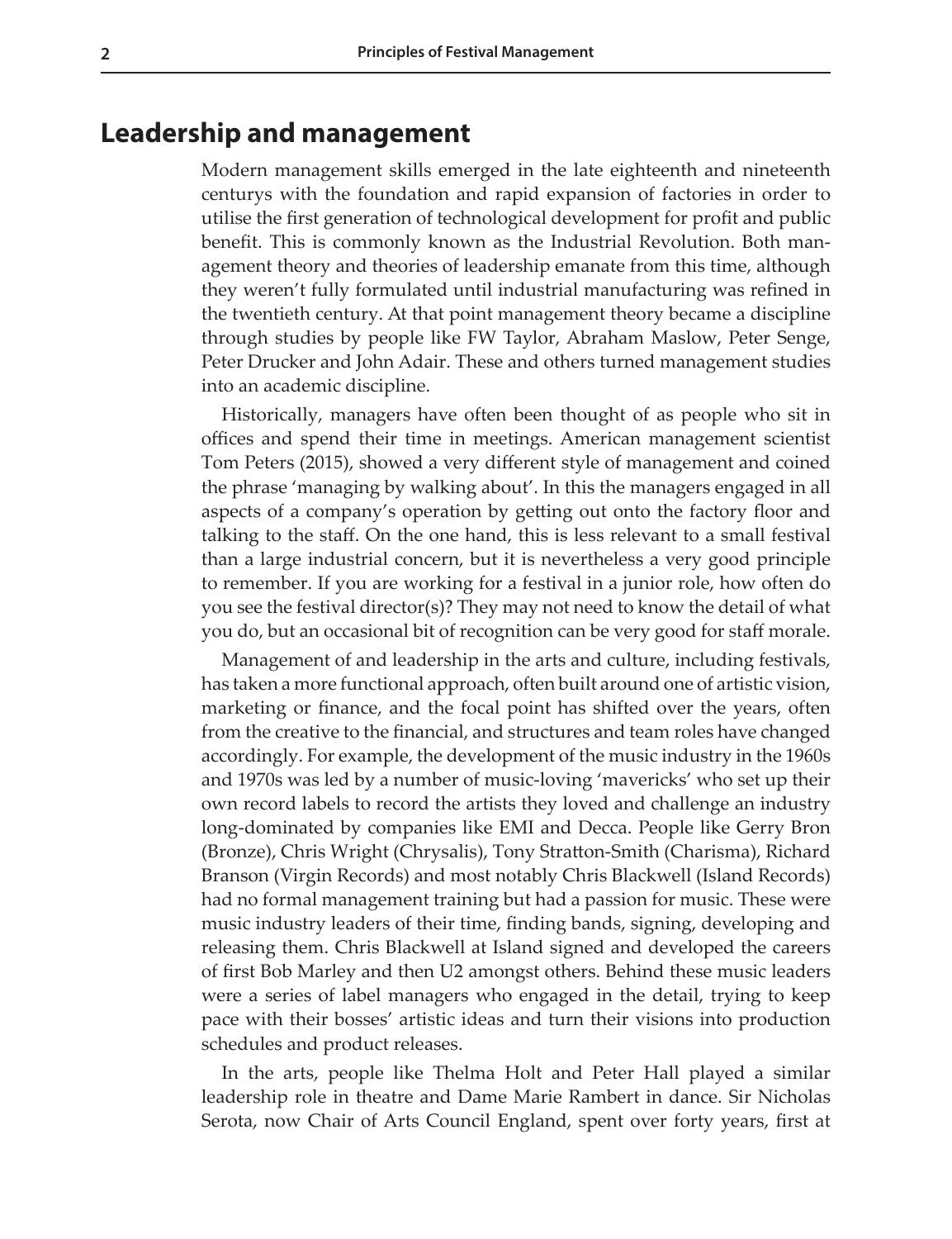## Leadership and management

Modern management skills emerged in the late eighteenth and nineteenth centurys with the foundation and rapid expansion of factories in order to utilise the first generation of technological development for profit and public benefit. This is commonly known as the Industrial Revolution. Both management theory and theories of leadership emanate from this time, although they weren't fully formulated until industrial manufacturing was refined in the twentieth century. At that point management theory became a discipline through studies by people like FW Taylor, Abraham Maslow, Peter Senge, Peter Drucker and John Adair. These and others turned management studies into an academic discipline.

Historically, managers have often been thought of as people who sit in offices and spend their time in meetings. American management scientist Tom Peters (2015), showed a very different style of management and coined the phrase 'managing by walking about'. In this the managers engaged in all aspects of a company's operation by getting out onto the factory floor and talking to the staff. On the one hand, this is less relevant to a small festival than a large industrial concern, but it is nevertheless a very good principle to remember. If you are working for a festival in a junior role, how often do you see the festival director(s)? They may not need to know the detail of what you do, but an occasional bit of recognition can be very good for staff morale.

Management of and leadership in the arts and culture, including festivals, has taken a more functional approach, often built around one of artistic vision, marketing or finance, and the focal point has shifted over the years, often from the creative to the financial, and structures and team roles have changed accordingly. For example, the development of the music industry in the 1960s and 1970s was led by a number of music-loving 'mavericks' who set up their own record labels to record the artists they loved and challenge an industry long-dominated by companies like EMI and Decca. People like Gerry Bron (Bronze), Chris Wright (Chrysalis), Tony Stratton-Smith (Charisma), Richard Branson (Virgin Records) and most notably Chris Blackwell (Island Records) had no formal management training but had a passion for music. These were music industry leaders of their time, finding bands, signing, developing and releasing them. Chris Blackwell at Island signed and developed the careers of first Bob Marley and then U2 amongst others. Behind these music leaders were a series of label managers who engaged in the detail, trying to keep pace with their bosses' artistic ideas and turn their visions into production schedules and product releases.

In the arts, people like Thelma Holt and Peter Hall played a similar leadership role in theatre and Dame Marie Rambert in dance. Sir Nicholas Serota, now Chair of Arts Council England, spent over forty years, first at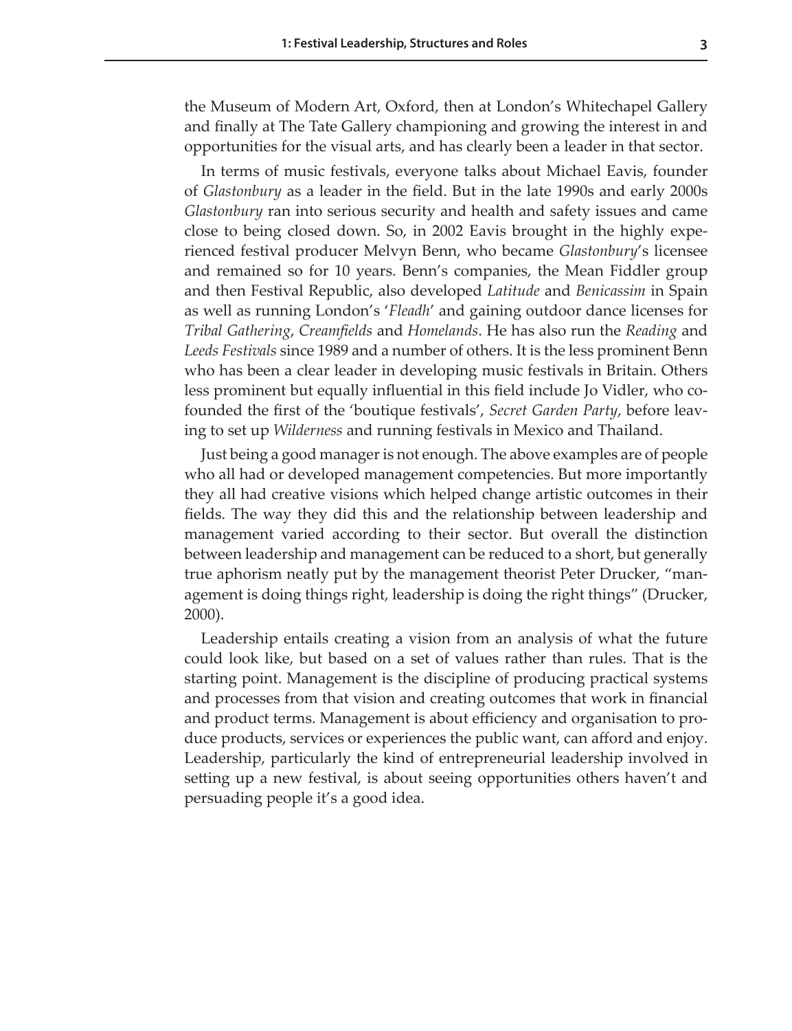the Museum of Modern Art, Oxford, then at London's Whitechapel Gallery and finally at The Tate Gallery championing and growing the interest in and opportunities for the visual arts, and has clearly been a leader in that sector.

In terms of music festivals, everyone talks about Michael Eavis, founder of *Glastonbury* as a leader in the field. But in the late 1990s and early 2000s *Glastonbury* ran into serious security and health and safety issues and came close to being closed down. So, in 2002 Eavis brought in the highly experienced festival producer Melvyn Benn, who became *Glastonbury*'s licensee and remained so for 10 years. Benn's companies, the Mean Fiddler group and then Festival Republic, also developed *Latitude* and *Benicassim* in Spain as well as running London's '*Fleadh*' and gaining outdoor dance licenses for *Tribal Gathering*, *Creamfields* and *Homelands*. He has also run the *Reading* and *Leeds Festivals* since 1989 and a number of others. It is the less prominent Benn who has been a clear leader in developing music festivals in Britain. Others less prominent but equally influential in this field include Jo Vidler, who co-founded the first of the 'boutique festivals', *Secret Garden Party*, before leaving to set up *Wilderness* and running festivals in Mexico and Thailand.

Just being a good manager is not enough. The above examples are of people who all had or developed management competencies. But more importantly they all had creative visions which helped change artistic outcomes in their fields. The way they did this and the relationship between leadership and management varied according to their sector. But overall the distinction between leadership and management can be reduced to a short, but generally true aphorism neatly put by the management theorist Peter Drucker, "management is doing things right, leadership is doing the right things" (Drucker, 2000).

Leadership entails creating a vision from an analysis of what the future could look like, but based on a set of values rather than rules. That is the starting point. Management is the discipline of producing practical systems and processes from that vision and creating outcomes that work in financial and product terms. Management is about efficiency and organisation to produce products, services or experiences the public want, can afford and enjoy. Leadership, particularly the kind of entrepreneurial leadership involved in setting up a new festival, is about seeing opportunities others haven't and persuading people it's a good idea.